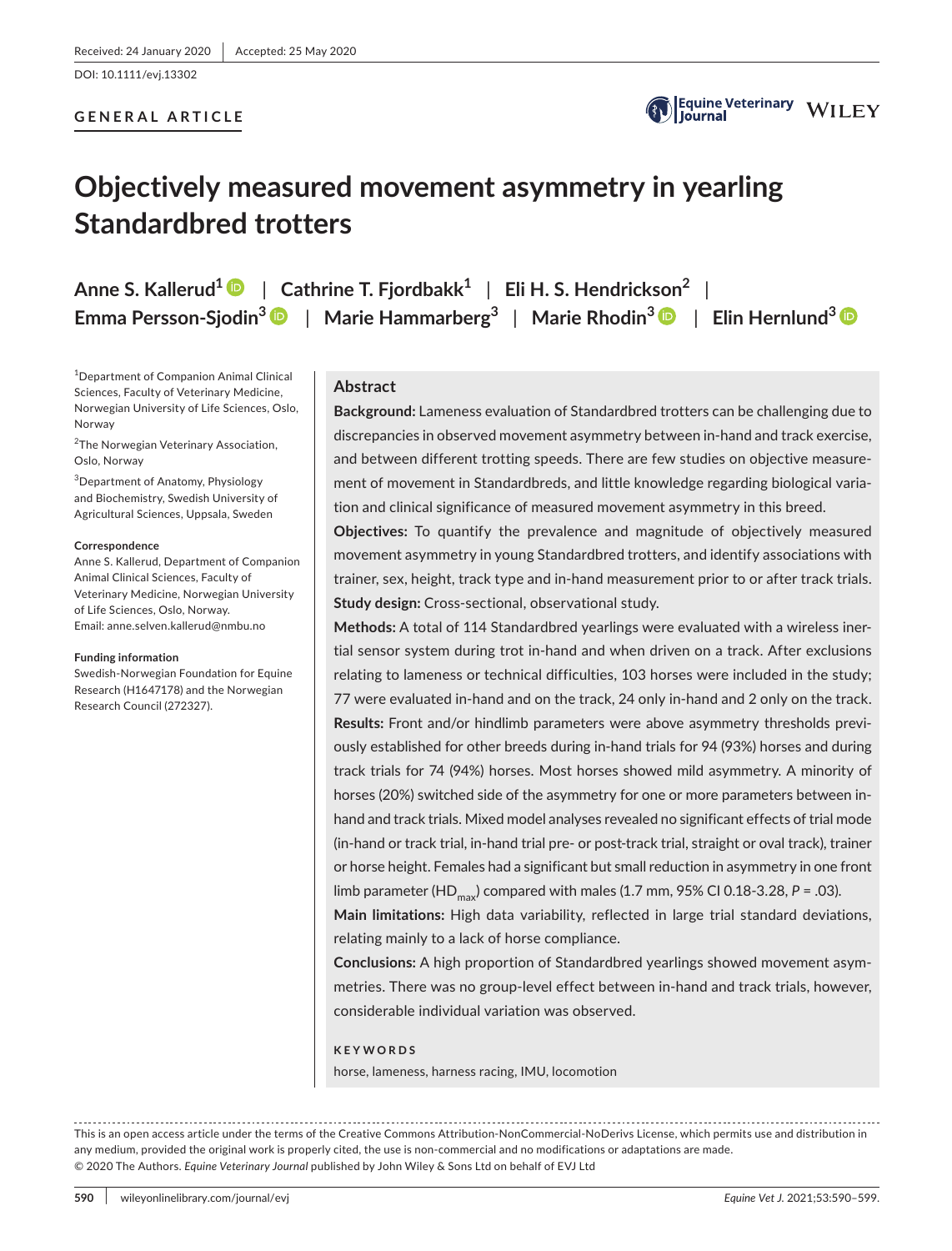Received: 24 January 2020 | Accepted: 25 May 2020

DOI: 10.1111/evj.13302

**GENERAL ARTICLE**

# Objectively measured movement asymmetry in yearling Standardbred trotters

**Anne S. Kallerud[1]** | **Cathrine T. Fjordbakk[1]** | **Eli H. S. Hendrickson[2]** | **Emma Persson-Sjodin[3]** | **Marie Hammarberg[3]** | **Marie Rhodin[3]** | **Elin Hernlund[3]**

[1]Department of Companion Animal Clinical Sciences, Faculty of Veterinary Medicine, Norwegian University of Life Sciences, Oslo, Norway

[2]The Norwegian Veterinary Association, Oslo, Norway

[3]Department of Anatomy, Physiology and Biochemistry, Swedish University of Agricultural Sciences, Uppsala, Sweden

**Correspondence**
Anne S. Kallerud, Department of Companion Animal Clinical Sciences, Faculty of Veterinary Medicine, Norwegian University of Life Sciences, Oslo, Norway.
Email: anne.selven.kallerud@nmbu.no

**Funding information**
Swedish-Norwegian Foundation for Equine Research (H1647178) and the Norwegian Research Council (272327).

## Abstract

**Background:** Lameness evaluation of Standardbred trotters can be challenging due to discrepancies in observed movement asymmetry between in-hand and track exercise, and between different trotting speeds. There are few studies on objective measurement of movement in Standardbreds, and little knowledge regarding biological variation and clinical significance of measured movement asymmetry in this breed.

**Objectives:** To quantify the prevalence and magnitude of objectively measured movement asymmetry in young Standardbred trotters, and identify associations with trainer, sex, height, track type and in-hand measurement prior to or after track trials.

**Study design:** Cross-sectional, observational study.

**Methods:** A total of 114 Standardbred yearlings were evaluated with a wireless inertial sensor system during trot in-hand and when driven on a track. After exclusions relating to lameness or technical difficulties, 103 horses were included in the study; 77 were evaluated in-hand and on the track, 24 only in-hand and 2 only on the track.

**Results:** Front and/or hindlimb parameters were above asymmetry thresholds previously established for other breeds during in-hand trials for 94 (93%) horses and during track trials for 74 (94%) horses. Most horses showed mild asymmetry. A minority of horses (20%) switched side of the asymmetry for one or more parameters between in-hand and track trials. Mixed model analyses revealed no significant effects of trial mode (in-hand or track trial, in-hand trial pre- or post-track trial, straight or oval track), trainer or horse height. Females had a significant but small reduction in asymmetry in one front limb parameter ($HD_{max}$) compared with males (1.7 mm, 95% CI 0.18-3.28, $P = .03$).

**Main limitations:** High data variability, reflected in large trial standard deviations, relating mainly to a lack of horse compliance.

**Conclusions:** A high proportion of Standardbred yearlings showed movement asymmetries. There was no group-level effect between in-hand and track trials, however, considerable individual variation was observed.

**KEYWORDS**

horse, lameness, harness racing, IMU, locomotion

This is an open access article under the terms of the Creative Commons Attribution-NonCommercial-NoDerivs License, which permits use and distribution in any medium, provided the original work is properly cited, the use is non-commercial and no modifications or adaptations are made.
© 2020 The Authors. *Equine Veterinary Journal* published by John Wiley & Sons Ltd on behalf of EVJ Ltd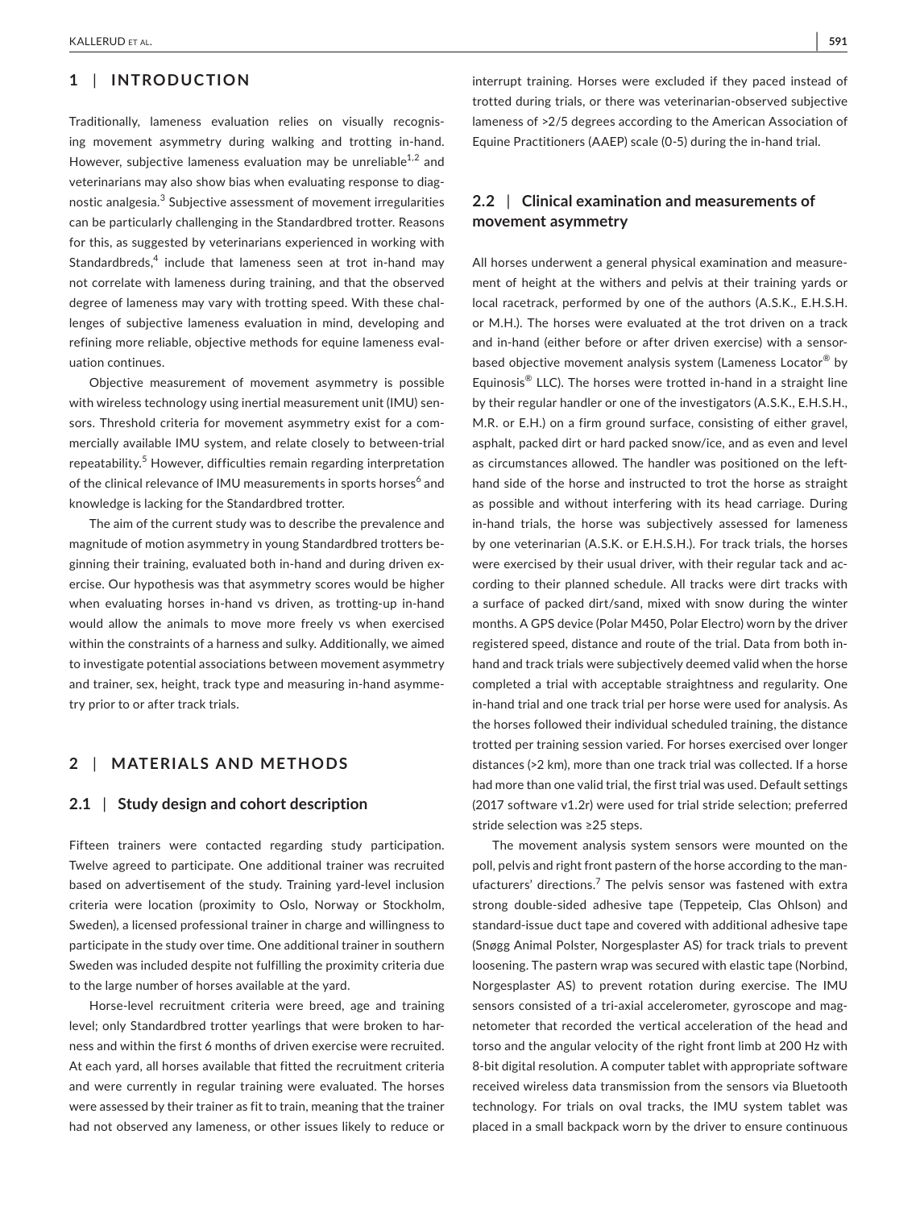## 1 | INTRODUCTION

Traditionally, lameness evaluation relies on visually recognising movement asymmetry during walking and trotting in-hand. However, subjective lameness evaluation may be unreliable[1,2] and veterinarians may also show bias when evaluating response to diagnostic analgesia.[3] Subjective assessment of movement irregularities can be particularly challenging in the Standardbred trotter. Reasons for this, as suggested by veterinarians experienced in working with Standardbreds,[4] include that lameness seen at trot in-hand may not correlate with lameness during training, and that the observed degree of lameness may vary with trotting speed. With these challenges of subjective lameness evaluation in mind, developing and refining more reliable, objective methods for equine lameness evaluation continues.

Objective measurement of movement asymmetry is possible with wireless technology using inertial measurement unit (IMU) sensors. Threshold criteria for movement asymmetry exist for a commercially available IMU system, and relate closely to between-trial repeatability.[5] However, difficulties remain regarding interpretation of the clinical relevance of IMU measurements in sports horses[6] and knowledge is lacking for the Standardbred trotter.

The aim of the current study was to describe the prevalence and magnitude of motion asymmetry in young Standardbred trotters beginning their training, evaluated both in-hand and during driven exercise. Our hypothesis was that asymmetry scores would be higher when evaluating horses in-hand vs driven, as trotting-up in-hand would allow the animals to move more freely vs when exercised within the constraints of a harness and sulky. Additionally, we aimed to investigate potential associations between movement asymmetry and trainer, sex, height, track type and measuring in-hand asymmetry prior to or after track trials.

## 2 | MATERIALS AND METHODS

### 2.1 | Study design and cohort description

Fifteen trainers were contacted regarding study participation. Twelve agreed to participate. One additional trainer was recruited based on advertisement of the study. Training yard-level inclusion criteria were location (proximity to Oslo, Norway or Stockholm, Sweden), a licensed professional trainer in charge and willingness to participate in the study over time. One additional trainer in southern Sweden was included despite not fulfilling the proximity criteria due to the large number of horses available at the yard.

Horse-level recruitment criteria were breed, age and training level; only Standardbred trotter yearlings that were broken to harness and within the first 6 months of driven exercise were recruited. At each yard, all horses available that fitted the recruitment criteria and were currently in regular training were evaluated. The horses were assessed by their trainer as fit to train, meaning that the trainer had not observed any lameness, or other issues likely to reduce or interrupt training. Horses were excluded if they paced instead of trotted during trials, or there was veterinarian-observed subjective lameness of >2/5 degrees according to the American Association of Equine Practitioners (AAEP) scale (0-5) during the in-hand trial.

### 2.2 | Clinical examination and measurements of movement asymmetry

All horses underwent a general physical examination and measurement of height at the withers and pelvis at their training yards or local racetrack, performed by one of the authors (A.S.K., E.H.S.H. or M.H.). The horses were evaluated at the trot driven on a track and in-hand (either before or after driven exercise) with a sensor-based objective movement analysis system (Lameness Locator® by Equinosis® LLC). The horses were trotted in-hand in a straight line by their regular handler or one of the investigators (A.S.K., E.H.S.H., M.R. or E.H.) on a firm ground surface, consisting of either gravel, asphalt, packed dirt or hard packed snow/ice, and as even and level as circumstances allowed. The handler was positioned on the left-hand side of the horse and instructed to trot the horse as straight as possible and without interfering with its head carriage. During in-hand trials, the horse was subjectively assessed for lameness by one veterinarian (A.S.K. or E.H.S.H.). For track trials, the horses were exercised by their usual driver, with their regular tack and according to their planned schedule. All tracks were dirt tracks with a surface of packed dirt/sand, mixed with snow during the winter months. A GPS device (Polar M450, Polar Electro) worn by the driver registered speed, distance and route of the trial. Data from both in-hand and track trials were subjectively deemed valid when the horse completed a trial with acceptable straightness and regularity. One in-hand trial and one track trial per horse were used for analysis. As the horses followed their individual scheduled training, the distance trotted per training session varied. For horses exercised over longer distances (>2 km), more than one track trial was collected. If a horse had more than one valid trial, the first trial was used. Default settings (2017 software v1.2r) were used for trial stride selection; preferred stride selection was ≥25 steps.

The movement analysis system sensors were mounted on the poll, pelvis and right front pastern of the horse according to the manufacturers' directions.[7] The pelvis sensor was fastened with extra strong double-sided adhesive tape (Teppeteip, Clas Ohlson) and standard-issue duct tape and covered with additional adhesive tape (Snøgg Animal Polster, Norgesplaster AS) for track trials to prevent loosening. The pastern wrap was secured with elastic tape (Norbind, Norgesplaster AS) to prevent rotation during exercise. The IMU sensors consisted of a tri-axial accelerometer, gyroscope and magnetometer that recorded the vertical acceleration of the head and torso and the angular velocity of the right front limb at 200 Hz with 8-bit digital resolution. A computer tablet with appropriate software received wireless data transmission from the sensors via Bluetooth technology. For trials on oval tracks, the IMU system tablet was placed in a small backpack worn by the driver to ensure continuous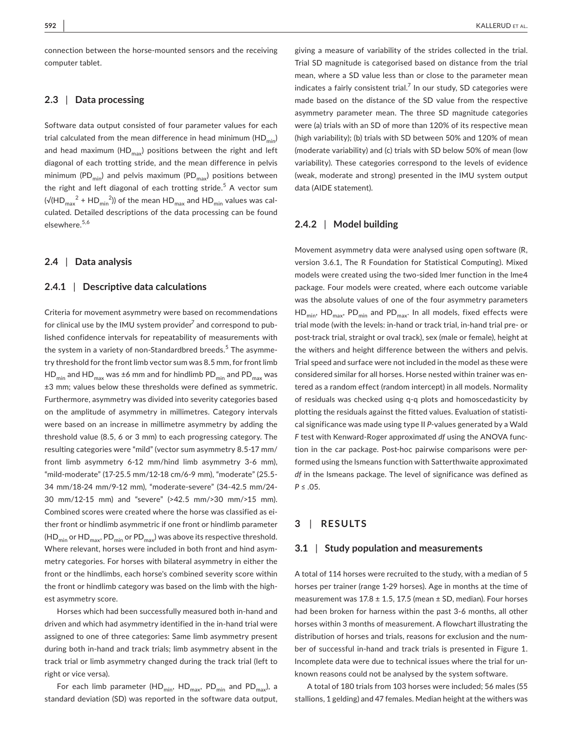connection between the horse-mounted sensors and the receiving computer tablet.

### 2.3 | Data processing

Software data output consisted of four parameter values for each trial calculated from the mean difference in head minimum ($HD_{min}$) and head maximum ($HD_{max}$) positions between the right and left diagonal of each trotting stride, and the mean difference in pelvis minimum ($PD_{min}$) and pelvis maximum ($PD_{max}$) positions between the right and left diagonal of each trotting stride.[5] A vector sum ($\sqrt{(HD_{max}^2 + HD_{min}^2)}$) of the mean $HD_{max}$ and $HD_{min}$ values was calculated. Detailed descriptions of the data processing can be found elsewhere.[5,6]

### 2.4 | Data analysis

#### 2.4.1 | Descriptive data calculations

Criteria for movement asymmetry were based on recommendations for clinical use by the IMU system provider[7] and correspond to published confidence intervals for repeatability of measurements with the system in a variety of non-Standardbred breeds.[5] The asymmetry threshold for the front limb vector sum was 8.5 mm, for front limb $HD_{min}$ and $HD_{max}$ was ±6 mm and for hindlimb $PD_{min}$ and $PD_{max}$ was ±3 mm; values below these thresholds were defined as symmetric. Furthermore, asymmetry was divided into severity categories based on the amplitude of asymmetry in millimetres. Category intervals were based on an increase in millimetre asymmetry by adding the threshold value (8.5, 6 or 3 mm) to each progressing category. The resulting categories were "mild" (vector sum asymmetry 8.5-17 mm/ front limb asymmetry 6-12 mm/hind limb asymmetry 3-6 mm), "mild-moderate" (17-25.5 mm/12-18 cm/6-9 mm), "moderate" (25.5-34 mm/18-24 mm/9-12 mm), "moderate-severe" (34-42.5 mm/24-30 mm/12-15 mm) and "severe" (>42.5 mm/>30 mm/>15 mm). Combined scores were created where the horse was classified as either front or hindlimb asymmetric if one front or hindlimb parameter ($HD_{min}$ or $HD_{max}$, $PD_{min}$ or $PD_{max}$) was above its respective threshold. Where relevant, horses were included in both front and hind asymmetry categories. For horses with bilateral asymmetry in either the front or the hindlimbs, each horse's combined severity score within the front or hindlimb category was based on the limb with the highest asymmetry score.

Horses which had been successfully measured both in-hand and driven and which had asymmetry identified in the in-hand trial were assigned to one of three categories: Same limb asymmetry present during both in-hand and track trials; limb asymmetry absent in the track trial or limb asymmetry changed during the track trial (left to right or vice versa).

For each limb parameter ($HD_{min}$, $HD_{max}$, $PD_{min}$ and $PD_{max}$), a standard deviation (SD) was reported in the software data output, giving a measure of variability of the strides collected in the trial. Trial SD magnitude is categorised based on distance from the trial mean, where a SD value less than or close to the parameter mean indicates a fairly consistent trial.[7] In our study, SD categories were made based on the distance of the SD value from the respective asymmetry parameter mean. The three SD magnitude categories were (a) trials with an SD of more than 120% of its respective mean (high variability); (b) trials with SD between 50% and 120% of mean (moderate variability) and (c) trials with SD below 50% of mean (low variability). These categories correspond to the levels of evidence (weak, moderate and strong) presented in the IMU system output data (AIDE statement).

#### 2.4.2 | Model building

Movement asymmetry data were analysed using open software (R, version 3.6.1, The R Foundation for Statistical Computing). Mixed models were created using the two-sided lmer function in the lme4 package. Four models were created, where each outcome variable was the absolute values of one of the four asymmetry parameters $HD_{min}$, $HD_{max}$, $PD_{min}$ and $PD_{max}$. In all models, fixed effects were trial mode (with the levels: in-hand or track trial, in-hand trial pre- or post-track trial, straight or oval track), sex (male or female), height at the withers and height difference between the withers and pelvis. Trial speed and surface were not included in the model as these were considered similar for all horses. Horse nested within trainer was entered as a random effect (random intercept) in all models. Normality of residuals was checked using q-q plots and homoscedasticity by plotting the residuals against the fitted values. Evaluation of statistical significance was made using type II *P*-values generated by a Wald *F* test with Kenward-Roger approximated *df* using the ANOVA function in the car package. Post-hoc pairwise comparisons were performed using the lsmeans function with Satterthwaite approximated *df* in the lsmeans package. The level of significance was defined as $P \leq .05$.

## 3 | RESULTS

### 3.1 | Study population and measurements

A total of 114 horses were recruited to the study, with a median of 5 horses per trainer (range 1-29 horses). Age in months at the time of measurement was 17.8 ± 1.5, 17.5 (mean ± SD, median). Four horses had been broken for harness within the past 3-6 months, all other horses within 3 months of measurement. A flowchart illustrating the distribution of horses and trials, reasons for exclusion and the number of successful in-hand and track trials is presented in Figure 1. Incomplete data were due to technical issues where the trial for unknown reasons could not be analysed by the system software.

A total of 180 trials from 103 horses were included; 56 males (55 stallions, 1 gelding) and 47 females. Median height at the withers was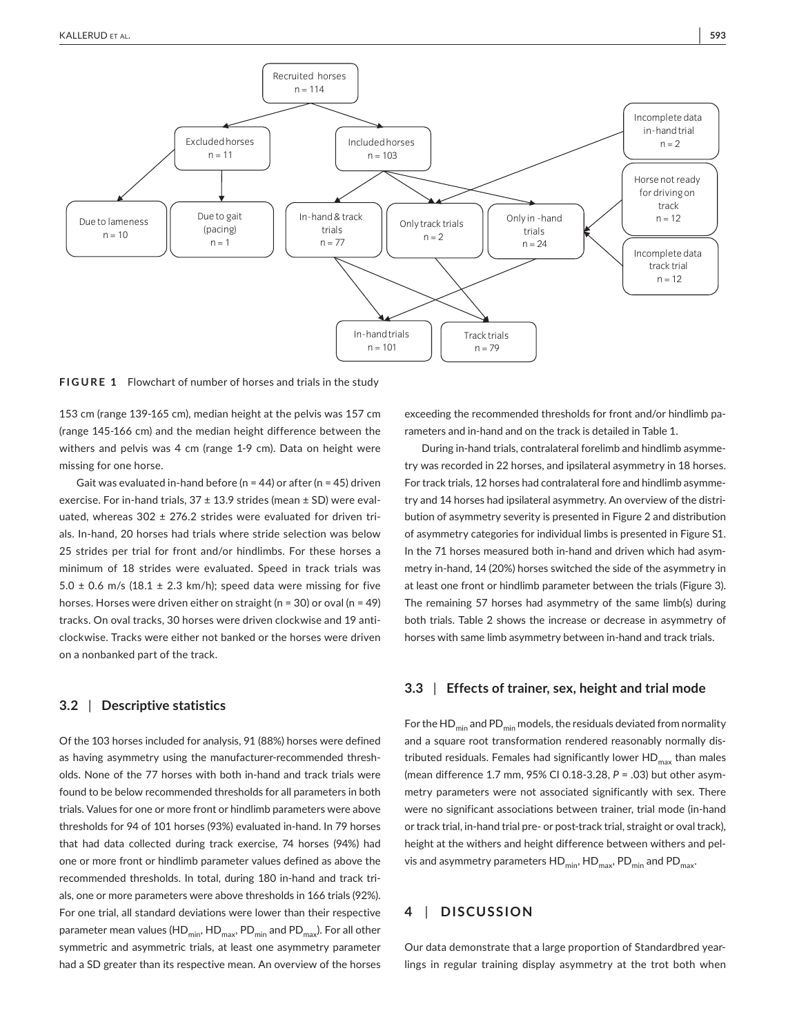**FIGURE 1** Flowchart of number of horses and trials in the study

153 cm (range 139-165 cm), median height at the pelvis was 157 cm (range 145-166 cm) and the median height difference between the withers and pelvis was 4 cm (range 1-9 cm). Data on height were missing for one horse.

Gait was evaluated in-hand before (n = 44) or after (n = 45) driven exercise. For in-hand trials, 37 ± 13.9 strides (mean ± SD) were evaluated, whereas 302 ± 276.2 strides were evaluated for driven trials. In-hand, 20 horses had trials where stride selection was below 25 strides per trial for front and/or hindlimbs. For these horses a minimum of 18 strides were evaluated. Speed in track trials was 5.0 ± 0.6 m/s (18.1 ± 2.3 km/h); speed data were missing for five horses. Horses were driven either on straight (n = 30) or oval (n = 49) tracks. On oval tracks, 30 horses were driven clockwise and 19 anticlockwise. Tracks were either not banked or the horses were driven on a nonbanked part of the track.

## 3.2 | Descriptive statistics

Of the 103 horses included for analysis, 91 (88%) horses were defined as having asymmetry using the manufacturer-recommended thresholds. None of the 77 horses with both in-hand and track trials were found to be below recommended thresholds for all parameters in both trials. Values for one or more front or hindlimb parameters were above thresholds for 94 of 101 horses (93%) evaluated in-hand. In 79 horses that had data collected during track exercise, 74 horses (94%) had one or more front or hindlimb parameter values defined as above the recommended thresholds. In total, during 180 in-hand and track trials, one or more parameters were above thresholds in 166 trials (92%). For one trial, all standard deviations were lower than their respective parameter mean values ($HD_{min}$, $HD_{max}$, $PD_{min}$ and $PD_{max}$). For all other symmetric and asymmetric trials, at least one asymmetry parameter had a SD greater than its respective mean. An overview of the horses exceeding the recommended thresholds for front and/or hindlimb parameters and in-hand and on the track is detailed in Table 1.

During in-hand trials, contralateral forelimb and hindlimb asymmetry was recorded in 22 horses, and ipsilateral asymmetry in 18 horses. For track trials, 12 horses had contralateral fore and hindlimb asymmetry and 14 horses had ipsilateral asymmetry. An overview of the distribution of asymmetry severity is presented in Figure 2 and distribution of asymmetry categories for individual limbs is presented in Figure S1. In the 71 horses measured both in-hand and driven which had asymmetry in-hand, 14 (20%) horses switched the side of the asymmetry in at least one front or hindlimb parameter between the trials (Figure 3). The remaining 57 horses had asymmetry of the same limb(s) during both trials. Table 2 shows the increase or decrease in asymmetry of horses with same limb asymmetry between in-hand and track trials.

## 3.3 | Effects of trainer, sex, height and trial mode

For the $HD_{min}$ and $PD_{min}$ models, the residuals deviated from normality and a square root transformation rendered reasonably normally distributed residuals. Females had significantly lower $HD_{max}$ than males (mean difference 1.7 mm, 95% CI 0.18-3.28, $P = .03$) but other asymmetry parameters were not associated significantly with sex. There were no significant associations between trainer, trial mode (in-hand or track trial, in-hand trial pre- or post-track trial, straight or oval track), height at the withers and height difference between withers and pelvis and asymmetry parameters $HD_{min}$, $HD_{max}$, $PD_{min}$ and $PD_{max}$.

# 4 | DISCUSSION

Our data demonstrate that a large proportion of Standardbred yearlings in regular training display asymmetry at the trot both when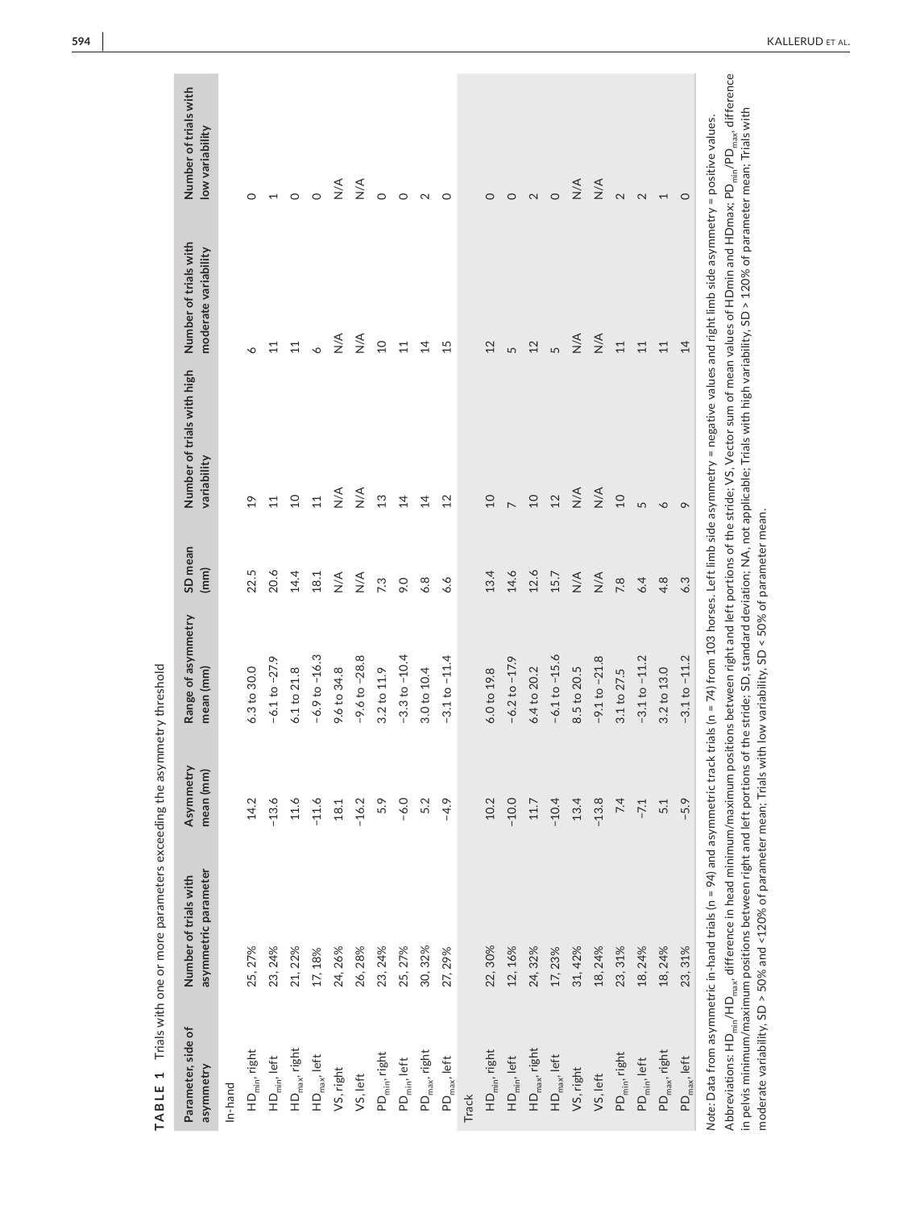**TABLE 1** Trials with one or more parameters exceeding the asymmetry threshold

| Parameter, side of asymmetry | Number of trials with asymmetric parameter | Asymmetry mean (mm) | Range of asymmetry mean (mm) | SD mean (mm) | Number of trials with high variability | Number of trials with moderate variability | Number of trials with low variability |
|---|---|---|---|---|---|---|---|
| In-hand | | | | | | | |
| $HD_{min}$, right | 25, 27% | 14.2 | 6.3 to 30.0 | 22.5 | 19 | 6 | 0 |
| $HD_{min}$, left | 23, 24% | −13.6 | −6.1 to −27.9 | 20.6 | 11 | 11 | 1 |
| $HD_{max}$, right | 21, 22% | 11.6 | 6.1 to 21.8 | 14.4 | 10 | 11 | 0 |
| $HD_{max}$, left | 17, 18% | −11.6 | −6.9 to −16.3 | 18.1 | 11 | 6 | 0 |
| VS, right | 24, 26% | 18.1 | 9.6 to 34.8 | N/A | N/A | N/A | N/A |
| VS, left | 26, 28% | −16.2 | −9.6 to −28.8 | N/A | N/A | N/A | N/A |
| $PD_{min}$, right | 23, 24% | 5.9 | 3.2 to 11.9 | 7.3 | 13 | 10 | 0 |
| $PD_{min}$, left | 25, 27% | −6.0 | −3.3 to −10.4 | 9.0 | 14 | 11 | 0 |
| $PD_{max}$, right | 30, 32% | 5.2 | 3.0 to 10.4 | 6.8 | 14 | 14 | 2 |
| $PD_{max}$, left | 27, 29% | −4.9 | −3.1 to −11.4 | 6.6 | 12 | 15 | 0 |
| Track | | | | | | | |
| $HD_{min}$, right | 22, 30% | 10.2 | 6.0 to 19.8 | 13.4 | 10 | 12 | 0 |
| $HD_{min}$, left | 12, 16% | −10.0 | −6.2 to −17.9 | 14.6 | 7 | 5 | 0 |
| $HD_{max}$, right | 24, 32% | 11.7 | 6.4 to 20.2 | 12.6 | 10 | 12 | 2 |
| $HD_{max}$, left | 17, 23% | −10.4 | −6.1 to −15.6 | 15.7 | 12 | 5 | 0 |
| VS, right | 31, 42% | 13.4 | 8.5 to 20.5 | N/A | N/A | N/A | N/A |
| VS, left | 18, 24% | −13.8 | −9.1 to −21.8 | N/A | N/A | N/A | N/A |
| $PD_{min}$, right | 23, 31% | 7.4 | 3.1 to 27.5 | 7.8 | 10 | 11 | 2 |
| $PD_{min}$, left | 18, 24% | −7.1 | −3.1 to −11.2 | 6.4 | 5 | 11 | 2 |
| $PD_{max}$, right | 18, 24% | 5.1 | 3.2 to 13.0 | 4.8 | 6 | 11 | 1 |
| $PD_{max}$, left | 23, 31% | −5.9 | −3.1 to −11.2 | 6.3 | 9 | 14 | 0 |

*Note*: Data from asymmetric in-hand trials (n = 94) and asymmetric track trials (n = 74) from 103 horses. Left limb side asymmetry = negative values and right limb side asymmetry = positive values.

Abbreviations: $HD_{min}$/$HD_{max}$, difference in head minimum/maximum positions between right and left portions of the stride; VS, Vector sum of mean values of HDmin and HDmax; $PD_{min}$/$PD_{max}$, difference in pelvis minimum/maximum positions between right and left portions of the stride; SD, standard deviation; NA, not applicable; Trials with high variability, SD > 120% of parameter mean; Trials with moderate variability, SD > 50% and <120% of parameter mean; Trials with low variability, SD < 50% of parameter mean.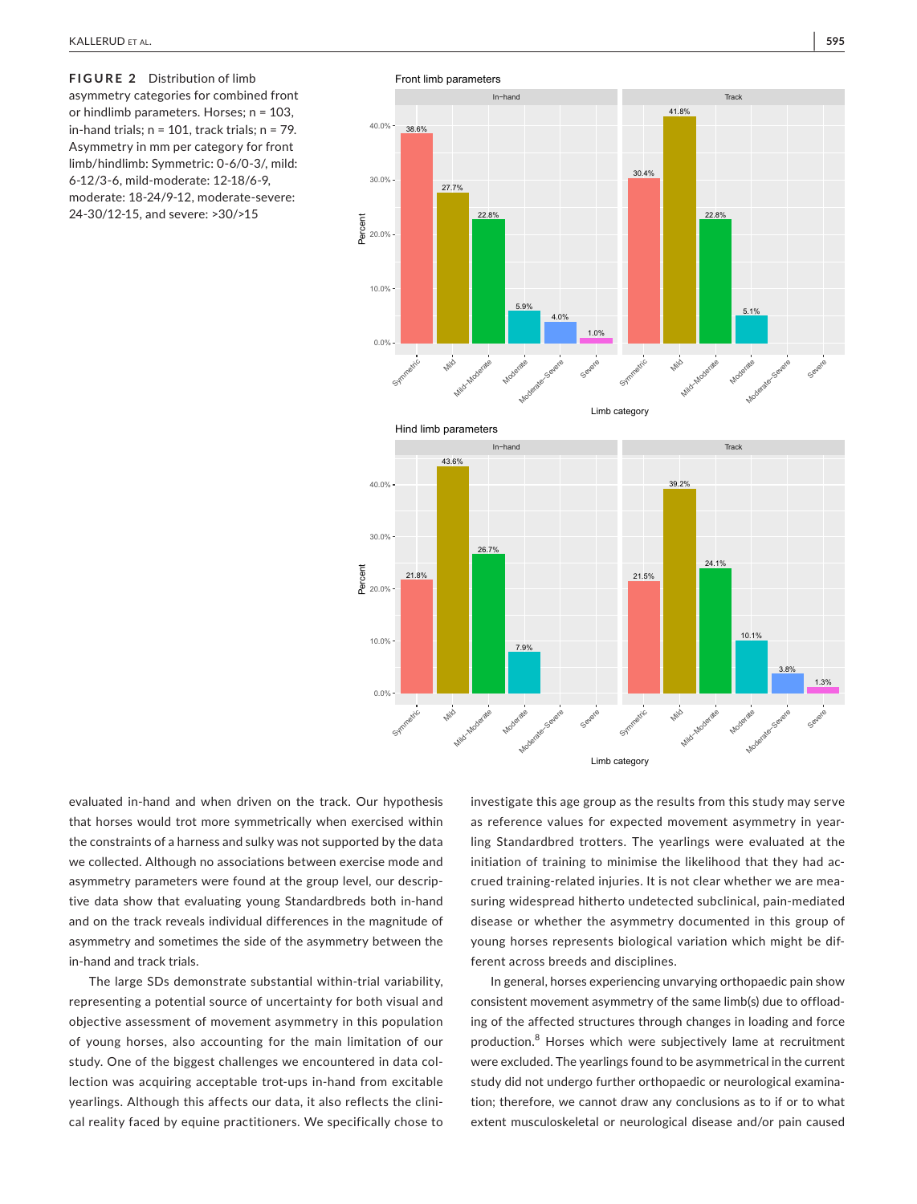**FIGURE 2** Distribution of limb asymmetry categories for combined front or hindlimb parameters. Horses; n = 103, in-hand trials; n = 101, track trials; n = 79. Asymmetry in mm per category for front limb/hindlimb: Symmetric: 0-6/0-3/, mild: 6-12/3-6, mild-moderate: 12-18/6-9, moderate: 18-24/9-12, moderate-severe: 24-30/12-15, and severe: >30/>15

evaluated in-hand and when driven on the track. Our hypothesis that horses would trot more symmetrically when exercised within the constraints of a harness and sulky was not supported by the data we collected. Although no associations between exercise mode and asymmetry parameters were found at the group level, our descriptive data show that evaluating young Standardbreds both in-hand and on the track reveals individual differences in the magnitude of asymmetry and sometimes the side of the asymmetry between the in-hand and track trials.

The large SDs demonstrate substantial within-trial variability, representing a potential source of uncertainty for both visual and objective assessment of movement asymmetry in this population of young horses, also accounting for the main limitation of our study. One of the biggest challenges we encountered in data collection was acquiring acceptable trot-ups in-hand from excitable yearlings. Although this affects our data, it also reflects the clinical reality faced by equine practitioners. We specifically chose to investigate this age group as the results from this study may serve as reference values for expected movement asymmetry in yearling Standardbred trotters. The yearlings were evaluated at the initiation of training to minimise the likelihood that they had accrued training-related injuries. It is not clear whether we are measuring widespread hitherto undetected subclinical, pain-mediated disease or whether the asymmetry documented in this group of young horses represents biological variation which might be different across breeds and disciplines.

In general, horses experiencing unvarying orthopaedic pain show consistent movement asymmetry of the same limb(s) due to offloading of the affected structures through changes in loading and force production.[8] Horses which were subjectively lame at recruitment were excluded. The yearlings found to be asymmetrical in the current study did not undergo further orthopaedic or neurological examination; therefore, we cannot draw any conclusions as to if or to what extent musculoskeletal or neurological disease and/or pain caused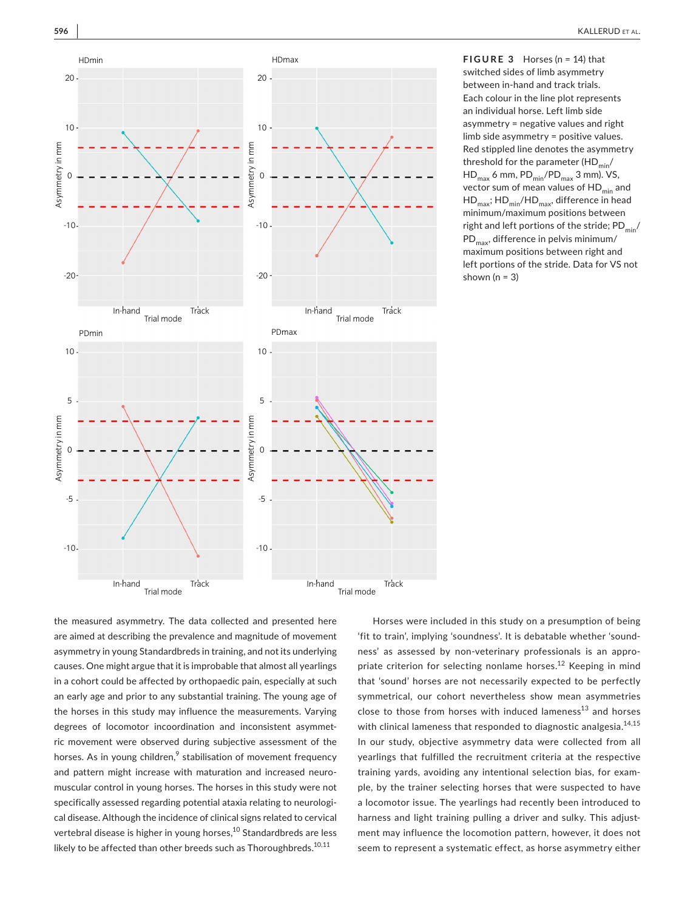**FIGURE 3** Horses (n = 14) that switched sides of limb asymmetry between in-hand and track trials. Each colour in the line plot represents an individual horse. Left limb side asymmetry = negative values and right limb side asymmetry = positive values. Red stippled line denotes the asymmetry threshold for the parameter ($HD_{min}$/$HD_{max}$ 6 mm, $PD_{min}$/$PD_{max}$ 3 mm). VS, vector sum of mean values of $HD_{min}$ and $HD_{max}$; $HD_{min}$/$HD_{max}$, difference in head minimum/maximum positions between right and left portions of the stride; $PD_{min}$/$PD_{max}$, difference in pelvis minimum/maximum positions between right and left portions of the stride. Data for VS not shown (n = 3)

the measured asymmetry. The data collected and presented here are aimed at describing the prevalence and magnitude of movement asymmetry in young Standardbreds in training, and not its underlying causes. One might argue that it is improbable that almost all yearlings in a cohort could be affected by orthopaedic pain, especially at such an early age and prior to any substantial training. The young age of the horses in this study may influence the measurements. Varying degrees of locomotor incoordination and inconsistent asymmetric movement were observed during subjective assessment of the horses. As in young children,[9] stabilisation of movement frequency and pattern might increase with maturation and increased neuromuscular control in young horses. The horses in this study were not specifically assessed regarding potential ataxia relating to neurological disease. Although the incidence of clinical signs related to cervical vertebral disease is higher in young horses,[10] Standardbreds are less likely to be affected than other breeds such as Thoroughbreds.[10,11]

Horses were included in this study on a presumption of being 'fit to train', implying 'soundness'. It is debatable whether 'soundness' as assessed by non-veterinary professionals is an appropriate criterion for selecting nonlame horses.[12] Keeping in mind that 'sound' horses are not necessarily expected to be perfectly symmetrical, our cohort nevertheless show mean asymmetries close to those from horses with induced lameness[13] and horses with clinical lameness that responded to diagnostic analgesia.[14,15] In our study, objective asymmetry data were collected from all yearlings that fulfilled the recruitment criteria at the respective training yards, avoiding any intentional selection bias, for example, by the trainer selecting horses that were suspected to have a locomotor issue. The yearlings had recently been introduced to harness and light training pulling a driver and sulky. This adjustment may influence the locomotion pattern, however, it does not seem to represent a systematic effect, as horse asymmetry either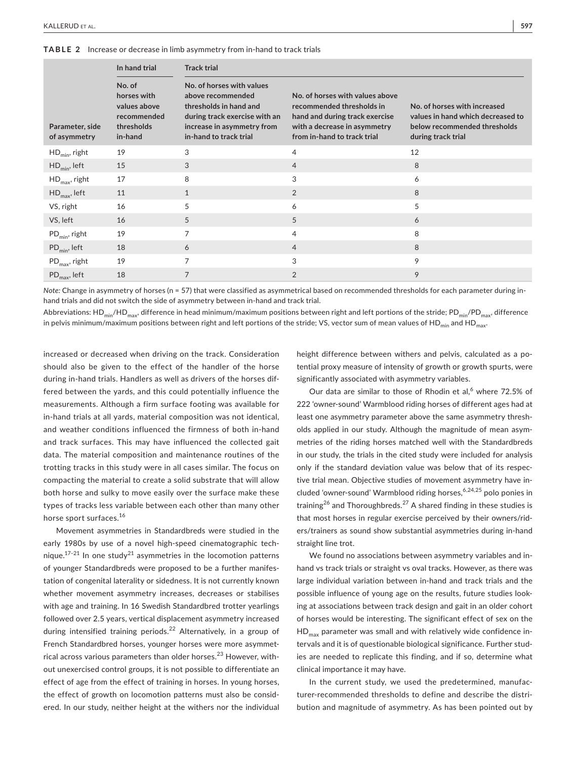**TABLE 2** Increase or decrease in limb asymmetry from in-hand to track trials

| Parameter, side of asymmetry | In hand trial | Track trial | | |
|---|---|---|---|---|
| | No. of horses with values above recommended thresholds in-hand | No. of horses with values above recommended thresholds in hand and during track exercise with an increase in asymmetry from in-hand to track trial | No. of horses with values above recommended thresholds in hand and during track exercise with a decrease in asymmetry from in-hand to track trial | No. of horses with increased values in hand which decreased to below recommended thresholds during track trial |
| $HD_{min}$, right | 19 | 3 | 4 | 12 |
| $HD_{min}$, left | 15 | 3 | 4 | 8 |
| $HD_{max}$, right | 17 | 8 | 3 | 6 |
| $HD_{max}$, left | 11 | 1 | 2 | 8 |
| VS, right | 16 | 5 | 6 | 5 |
| VS, left | 16 | 5 | 5 | 6 |
| $PD_{min}$, right | 19 | 7 | 4 | 8 |
| $PD_{min}$, left | 18 | 6 | 4 | 8 |
| $PD_{max}$, right | 19 | 7 | 3 | 9 |
| $PD_{max}$, left | 18 | 7 | 2 | 9 |

*Note:* Change in asymmetry of horses (n = 57) that were classified as asymmetrical based on recommended thresholds for each parameter during in-hand trials and did not switch the side of asymmetry between in-hand and track trial.

Abbreviations: $HD_{min}$/$HD_{max}$, difference in head minimum/maximum positions between right and left portions of the stride; $PD_{min}$/$PD_{max}$, difference in pelvis minimum/maximum positions between right and left portions of the stride; VS, vector sum of mean values of $HD_{min}$ and $HD_{max}$.

increased or decreased when driving on the track. Consideration should also be given to the effect of the handler of the horse during in-hand trials. Handlers as well as drivers of the horses differed between the yards, and this could potentially influence the measurements. Although a firm surface footing was available for in-hand trials at all yards, material composition was not identical, and weather conditions influenced the firmness of both in-hand and track surfaces. This may have influenced the collected gait data. The material composition and maintenance routines of the trotting tracks in this study were in all cases similar. The focus on compacting the material to create a solid substrate that will allow both horse and sulky to move easily over the surface make these types of tracks less variable between each other than many other horse sport surfaces.[16]

Movement asymmetries in Standardbreds were studied in the early 1980s by use of a novel high-speed cinematographic technique.[17–21] In one study[21] asymmetries in the locomotion patterns of younger Standardbreds were proposed to be a further manifestation of congenital laterality or sidedness. It is not currently known whether movement asymmetry increases, decreases or stabilises with age and training. In 16 Swedish Standardbred trotter yearlings followed over 2.5 years, vertical displacement asymmetry increased during intensified training periods.[22] Alternatively, in a group of French Standardbred horses, younger horses were more asymmetrical across various parameters than older horses.[23] However, without unexercised control groups, it is not possible to differentiate an effect of age from the effect of training in horses. In young horses, the effect of growth on locomotion patterns must also be considered. In our study, neither height at the withers nor the individual height difference between withers and pelvis, calculated as a potential proxy measure of intensity of growth or growth spurts, were significantly associated with asymmetry variables.

Our data are similar to those of Rhodin et al,[6] where 72.5% of 222 'owner-sound' Warmblood riding horses of different ages had at least one asymmetry parameter above the same asymmetry thresholds applied in our study. Although the magnitude of mean asymmetries of the riding horses matched well with the Standardbreds in our study, the trials in the cited study were included for analysis only if the standard deviation value was below that of its respective trial mean. Objective studies of movement asymmetry have included 'owner-sound' Warmblood riding horses,[6,24,25] polo ponies in training[26] and Thoroughbreds.[27] A shared finding in these studies is that most horses in regular exercise perceived by their owners/riders/trainers as sound show substantial asymmetries during in-hand straight line trot.

We found no associations between asymmetry variables and in-hand vs track trials or straight vs oval tracks. However, as there was large individual variation between in-hand and track trials and the possible influence of young age on the results, future studies looking at associations between track design and gait in an older cohort of horses would be interesting. The significant effect of sex on the $HD_{max}$ parameter was small and with relatively wide confidence intervals and it is of questionable biological significance. Further studies are needed to replicate this finding, and if so, determine what clinical importance it may have.

In the current study, we used the predetermined, manufacturer-recommended thresholds to define and describe the distribution and magnitude of asymmetry. As has been pointed out by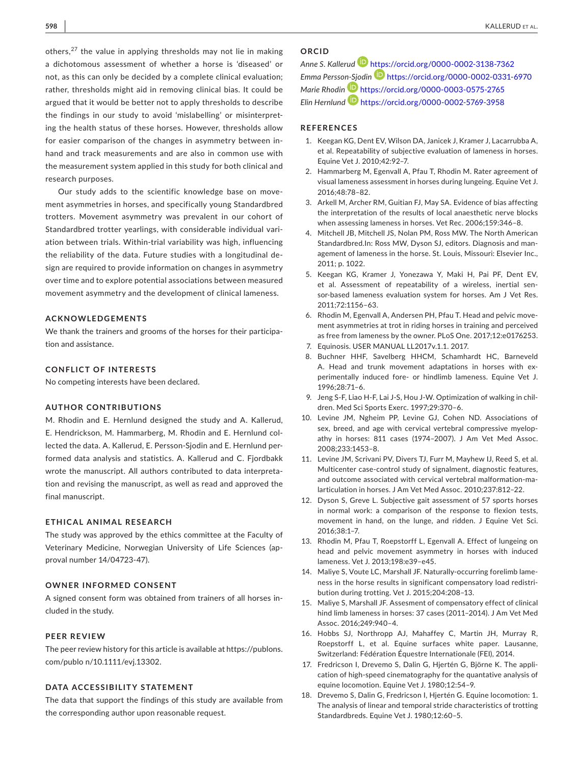others,[27] the value in applying thresholds may not lie in making a dichotomous assessment of whether a horse is 'diseased' or not, as this can only be decided by a complete clinical evaluation; rather, thresholds might aid in removing clinical bias. It could be argued that it would be better not to apply thresholds to describe the findings in our study to avoid 'mislabelling' or misinterpreting the health status of these horses. However, thresholds allow for easier comparison of the changes in asymmetry between in-hand and track measurements and are also in common use with the measurement system applied in this study for both clinical and research purposes.

Our study adds to the scientific knowledge base on movement asymmetries in horses, and specifically young Standardbred trotters. Movement asymmetry was prevalent in our cohort of Standardbred trotter yearlings, with considerable individual variation between trials. Within-trial variability was high, influencing the reliability of the data. Future studies with a longitudinal design are required to provide information on changes in asymmetry over time and to explore potential associations between measured movement asymmetry and the development of clinical lameness.

## ACKNOWLEDGEMENTS

We thank the trainers and grooms of the horses for their participation and assistance.

## CONFLICT OF INTERESTS

No competing interests have been declared.

## AUTHOR CONTRIBUTIONS

M. Rhodin and E. Hernlund designed the study and A. Kallerud, E. Hendrickson, M. Hammarberg, M. Rhodin and E. Hernlund collected the data. A. Kallerud, E. Persson-Sjodin and E. Hernlund performed data analysis and statistics. A. Kallerud and C. Fjordbakk wrote the manuscript. All authors contributed to data interpretation and revising the manuscript, as well as read and approved the final manuscript.

## ETHICAL ANIMAL RESEARCH

The study was approved by the ethics committee at the Faculty of Veterinary Medicine, Norwegian University of Life Sciences (approval number 14/04723-47).

## OWNER INFORMED CONSENT

A signed consent form was obtained from trainers of all horses included in the study.

## PEER REVIEW

The peer review history for this article is available at https://publons.com/publon/10.1111/evj.13302.

## DATA ACCESSIBILITY STATEMENT

The data that support the findings of this study are available from the corresponding author upon reasonable request.

## ORCID

*Anne S. Kallerud* https://orcid.org/0000-0002-3138-7362
*Emma Persson-Sjodin* https://orcid.org/0000-0002-0331-6970
*Marie Rhodin* https://orcid.org/0000-0003-0575-2765
*Elin Hernlund* https://orcid.org/0000-0002-5769-3958

## REFERENCES

1. Keegan KG, Dent EV, Wilson DA, Janicek J, Kramer J, Lacarrubba A, et al. Repeatability of subjective evaluation of lameness in horses. Equine Vet J. 2010;42:92–7.
2. Hammarberg M, Egenvall A, Pfau T, Rhodin M. Rater agreement of visual lameness assessment in horses during lungeing. Equine Vet J. 2016;48:78–82.
3. Arkell M, Archer RM, Guitian FJ, May SA. Evidence of bias affecting the interpretation of the results of local anaesthetic nerve blocks when assessing lameness in horses. Vet Rec. 2006;159:346–8.
4. Mitchell JB, Mitchell JS, Nolan PM, Ross MW. The North American Standardbred.In: Ross MW, Dyson SJ, editors. Diagnosis and management of lameness in the horse. St. Louis, Missouri: Elsevier Inc., 2011; p. 1022.
5. Keegan KG, Kramer J, Yonezawa Y, Maki H, Pai PF, Dent EV, et al. Assessment of repeatability of a wireless, inertial sensor-based lameness evaluation system for horses. Am J Vet Res. 2011;72:1156–63.
6. Rhodin M, Egenvall A, Andersen PH, Pfau T. Head and pelvic movement asymmetries at trot in riding horses in training and perceived as free from lameness by the owner. PLoS One. 2017;12:e0176253.
7. Equinosis. USER MANUAL LL2017v.1.1. 2017.
8. Buchner HHF, Savelberg HHCM, Schamhardt HC, Barneveld A. Head and trunk movement adaptations in horses with experimentally induced fore- or hindlimb lameness. Equine Vet J. 1996;28:71–6.
9. Jeng S-F, Liao H-F, Lai J-S, Hou J-W. Optimization of walking in children. Med Sci Sports Exerc. 1997;29:370–6.
10. Levine JM, Ngheim PP, Levine GJ, Cohen ND. Associations of sex, breed, and age with cervical vertebral compressive myelopathy in horses: 811 cases (1974–2007). J Am Vet Med Assoc. 2008;233:1453–8.
11. Levine JM, Scrivani PV, Divers TJ, Furr M, Mayhew IJ, Reed S, et al. Multicenter case-control study of signalment, diagnostic features, and outcome associated with cervical vertebral malformation-malarticulation in horses. J Am Vet Med Assoc. 2010;237:812–22.
12. Dyson S, Greve L. Subjective gait assessment of 57 sports horses in normal work: a comparison of the response to flexion tests, movement in hand, on the lunge, and ridden. J Equine Vet Sci. 2016;38:1–7.
13. Rhodin M, Pfau T, Roepstorff L, Egenvall A. Effect of lungeing on head and pelvic movement asymmetry in horses with induced lameness. Vet J. 2013;198:e39–e45.
14. Maliye S, Voute LC, Marshall JF. Naturally-occurring forelimb lameness in the horse results in significant compensatory load redistribution during trotting. Vet J. 2015;204:208–13.
15. Maliye S, Marshall JF. Assesment of compensatory effect of clinical hind limb lameness in horses: 37 cases (2011–2014). J Am Vet Med Assoc. 2016;249:940–4.
16. Hobbs SJ, Northropp AJ, Mahaffey C, Martin JH, Murray R, Roepstorff L, et al. Equine surfaces white paper. Lausanne, Switzerland: Fédération Équestre Internationale (FEI), 2014.
17. Fredricson I, Drevemo S, Dalin G, Hjertén G, Björne K. The application of high-speed cinematography for the quantative analysis of equine locomotion. Equine Vet J. 1980;12:54–9.
18. Drevemo S, Dalin G, Fredricson I, Hjertén G. Equine locomotion: 1. The analysis of linear and temporal stride characteristics of trotting Standardbreds. Equine Vet J. 1980;12:60–5.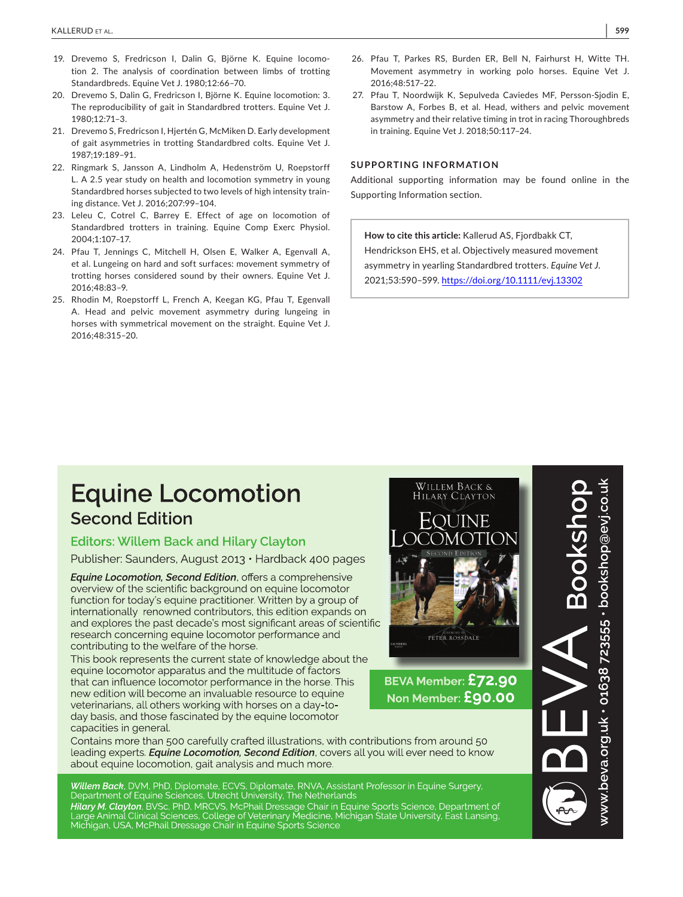19. Drevemo S, Fredricson I, Dalin G, Björne K. Equine locomotion 2. The analysis of coordination between limbs of trotting Standardbreds. Equine Vet J. 1980;12:66–70.
20. Drevemo S, Dalin G, Fredricson I, Björne K. Equine locomotion: 3. The reproducibility of gait in Standardbred trotters. Equine Vet J. 1980;12:71–3.
21. Drevemo S, Fredricson I, Hjertén G, McMiken D. Early development of gait asymmetries in trotting Standardbred colts. Equine Vet J. 1987;19:189–91.
22. Ringmark S, Jansson A, Lindholm A, Hedenström U, Roepstorff L. A 2.5 year study on health and locomotion symmetry in young Standardbred horses subjected to two levels of high intensity training distance. Vet J. 2016;207:99–104.
23. Leleu C, Cotrel C, Barrey E. Effect of age on locomotion of Standardbred trotters in training. Equine Comp Exerc Physiol. 2004;1:107–17.
24. Pfau T, Jennings C, Mitchell H, Olsen E, Walker A, Egenvall A, et al. Lungeing on hard and soft surfaces: movement symmetry of trotting horses considered sound by their owners. Equine Vet J. 2016;48:83–9.
25. Rhodin M, Roepstorff L, French A, Keegan KG, Pfau T, Egenvall A. Head and pelvic movement asymmetry during lungeing in horses with symmetrical movement on the straight. Equine Vet J. 2016;48:315–20.
26. Pfau T, Parkes RS, Burden ER, Bell N, Fairhurst H, Witte TH. Movement asymmetry in working polo horses. Equine Vet J. 2016;48:517–22.
27. Pfau T, Noordwijk K, Sepulveda Caviedes MF, Persson-Sjodin E, Barstow A, Forbes B, et al. Head, withers and pelvic movement asymmetry and their relative timing in trot in racing Thoroughbreds in training. Equine Vet J. 2018;50:117–24.

## SUPPORTING INFORMATION

Additional supporting information may be found online in the Supporting Information section.

**How to cite this article:** Kallerud AS, Fjordbakk CT, Hendrickson EHS, et al. Objectively measured movement asymmetry in yearling Standardbred trotters. *Equine Vet J*. 2021;53:590–599. https://doi.org/10.1111/evj.13302

# Equine Locomotion

## Second Edition

### Editors: Willem Back and Hilary Clayton

Publisher: Saunders, August 2013 • Hardback 400 pages

***Equine Locomotion, Second Edition***, offers a comprehensive overview of the scientific background on equine locomotor function for today's equine practitioner. Written by a group of internationally renowned contributors, this edition expands on and explores the past decade's most significant areas of scientific research concerning equine locomotor performance and contributing to the welfare of the horse.

This book represents the current state of knowledge about the equine locomotor apparatus and the multitude of factors that can influence locomotor performance in the horse. This new edition will become an invaluable resource to equine veterinarians, all others working with horses on a day-to-day basis, and those fascinated by the equine locomotor capacities in general.

Contains more than 500 carefully crafted illustrations, with contributions from around 50 leading experts. ***Equine Locomotion, Second Edition***, covers all you will ever need to know about equine locomotion, gait analysis and much more.

WILLEM BACK & HILARY CLAYTON
EQUINE LOCOMOTION
SECOND EDITION
FOREWORD BY PETER ROSSDALE

**BEVA Member: £72.90**
**Non Member: £90.00**

***Willem Back***, DVM, PhD, Diplomate, ECVS, Diplomate, RNVA, Assistant Professor in Equine Surgery, Department of Equine Sciences, Utrecht University, The Netherlands
***Hilary M. Clayton***, BVSc, PhD, MRCVS, McPhail Dressage Chair in Equine Sports Science, Department of Large Animal Clinical Sciences, College of Veterinary Medicine, Michigan State University, East Lansing, Michigan, USA, McPhail Dressage Chair in Equine Sports Science

BEVA Bookshop
www.beva.org.uk • 01638 723555 • bookshop@evj.co.uk